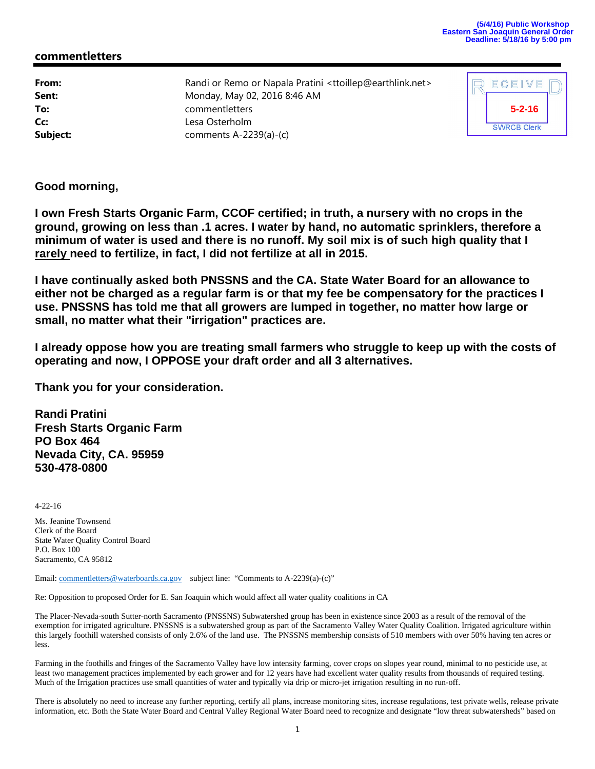(5/4/16) Public Workshop
Eastern San Joaquin General Order
Deadline: 5/18/16 by 5:00 pm

## commentletters

**From:** Randi or Remo or Napala Pratini <ttoillep@earthlink.net>
**Sent:** Monday, May 02, 2016 8:46 AM
**To:** commentletters
**Cc:** Lesa Osterholm
**Subject:** comments A-2239(a)-(c)

RECEIVED
5-2-16
SWRCB Clerk

**Good morning,**

**I own Fresh Starts Organic Farm, CCOF certified; in truth, a nursery with no crops in the ground, growing on less than .1 acres. I water by hand, no automatic sprinklers, therefore a minimum of water is used and there is no runoff. My soil mix is of such high quality that I rarely need to fertilize, in fact, I did not fertilize at all in 2015.**

**I have continually asked both PNSSNS and the CA. State Water Board for an allowance to either not be charged as a regular farm is or that my fee be compensatory for the practices I use. PNSSNS has told me that all growers are lumped in together, no matter how large or small, no matter what their "irrigation" practices are.**

**I already oppose how you are treating small farmers who struggle to keep up with the costs of operating and now, I OPPOSE your draft order and all 3 alternatives.**

**Thank you for your consideration.**

**Randi Pratini**
**Fresh Starts Organic Farm**
**PO Box 464**
**Nevada City, CA. 95959**
**530-478-0800**

4-22-16

Ms. Jeanine Townsend
Clerk of the Board
State Water Quality Control Board
P.O. Box 100
Sacramento, CA 95812

Email: commentletters@waterboards.ca.gov subject line: "Comments to A-2239(a)-(c)"

Re: Opposition to proposed Order for E. San Joaquin which would affect all water quality coalitions in CA

The Placer-Nevada-south Sutter-north Sacramento (PNSSNS) Subwatershed group has been in existence since 2003 as a result of the removal of the exemption for irrigated agriculture. PNSSNS is a subwatershed group as part of the Sacramento Valley Water Quality Coalition. Irrigated agriculture within this largely foothill watershed consists of only 2.6% of the land use. The PNSSNS membership consists of 510 members with over 50% having ten acres or less.

Farming in the foothills and fringes of the Sacramento Valley have low intensity farming, cover crops on slopes year round, minimal to no pesticide use, at least two management practices implemented by each grower and for 12 years have had excellent water quality results from thousands of required testing. Much of the Irrigation practices use small quantities of water and typically via drip or micro-jet irrigation resulting in no run-off.

There is absolutely no need to increase any further reporting, certify all plans, increase monitoring sites, increase regulations, test private wells, release private information, etc. Both the State Water Board and Central Valley Regional Water Board need to recognize and designate "low threat subwatersheds" based on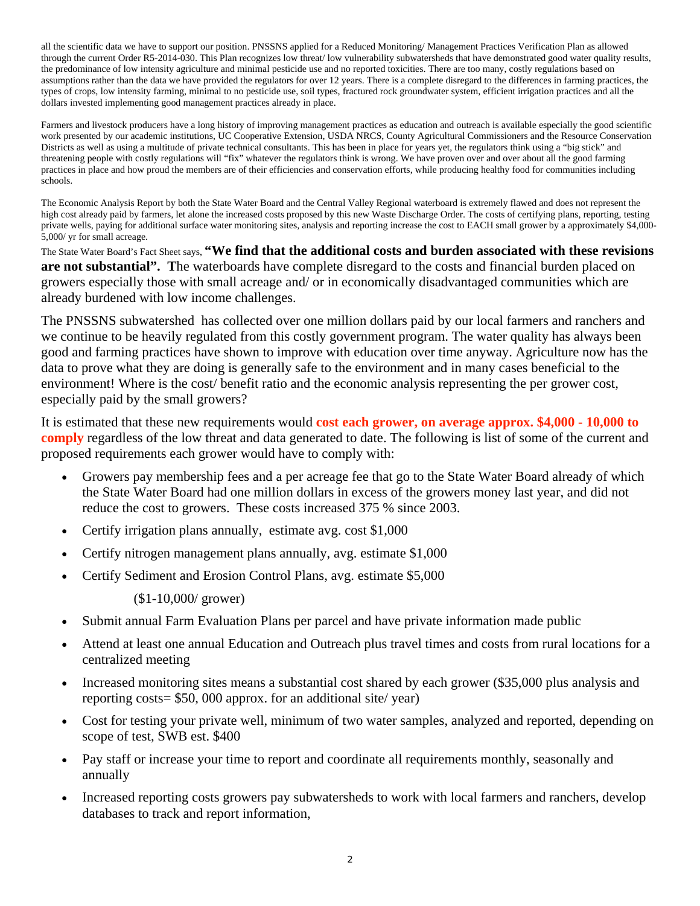all the scientific data we have to support our position. PNSSNS applied for a Reduced Monitoring/ Management Practices Verification Plan as allowed through the current Order R5-2014-030. This Plan recognizes low threat/ low vulnerability subwatersheds that have demonstrated good water quality results, the predominance of low intensity agriculture and minimal pesticide use and no reported toxicities. There are too many, costly regulations based on assumptions rather than the data we have provided the regulators for over 12 years. There is a complete disregard to the differences in farming practices, the types of crops, low intensity farming, minimal to no pesticide use, soil types, fractured rock groundwater system, efficient irrigation practices and all the dollars invested implementing good management practices already in place.

Farmers and livestock producers have a long history of improving management practices as education and outreach is available especially the good scientific work presented by our academic institutions, UC Cooperative Extension, USDA NRCS, County Agricultural Commissioners and the Resource Conservation Districts as well as using a multitude of private technical consultants. This has been in place for years yet, the regulators think using a "big stick" and threatening people with costly regulations will "fix" whatever the regulators think is wrong. We have proven over and over about all the good farming practices in place and how proud the members are of their efficiencies and conservation efforts, while producing healthy food for communities including schools.

The Economic Analysis Report by both the State Water Board and the Central Valley Regional waterboard is extremely flawed and does not represent the high cost already paid by farmers, let alone the increased costs proposed by this new Waste Discharge Order. The costs of certifying plans, reporting, testing private wells, paying for additional surface water monitoring sites, analysis and reporting increase the cost to EACH small grower by a approximately $4,000-5,000/ yr for small acreage.

The State Water Board's Fact Sheet says, **"We find that the additional costs and burden associated with these revisions are not substantial". T**he waterboards have complete disregard to the costs and financial burden placed on growers especially those with small acreage and/ or in economically disadvantaged communities which are already burdened with low income challenges.

The PNSSNS subwatershed has collected over one million dollars paid by our local farmers and ranchers and we continue to be heavily regulated from this costly government program. The water quality has always been good and farming practices have shown to improve with education over time anyway. Agriculture now has the data to prove what they are doing is generally safe to the environment and in many cases beneficial to the environment! Where is the cost/ benefit ratio and the economic analysis representing the per grower cost, especially paid by the small growers?

It is estimated that these new requirements would **cost each grower, on average approx. $4,000 - 10,000 to comply** regardless of the low threat and data generated to date. The following is list of some of the current and proposed requirements each grower would have to comply with:

- Growers pay membership fees and a per acreage fee that go to the State Water Board already of which the State Water Board had one million dollars in excess of the growers money last year, and did not reduce the cost to growers. These costs increased 375 % since 2003.
- Certify irrigation plans annually, estimate avg. cost $1,000
- Certify nitrogen management plans annually, avg. estimate $1,000
- Certify Sediment and Erosion Control Plans, avg. estimate $5,000

  ($1-10,000/ grower)
- Submit annual Farm Evaluation Plans per parcel and have private information made public
- Attend at least one annual Education and Outreach plus travel times and costs from rural locations for a centralized meeting
- Increased monitoring sites means a substantial cost shared by each grower ($35,000 plus analysis and reporting costs= $50, 000 approx. for an additional site/ year)
- Cost for testing your private well, minimum of two water samples, analyzed and reported, depending on scope of test, SWB est. $400
- Pay staff or increase your time to report and coordinate all requirements monthly, seasonally and annually
- Increased reporting costs growers pay subwatersheds to work with local farmers and ranchers, develop databases to track and report information,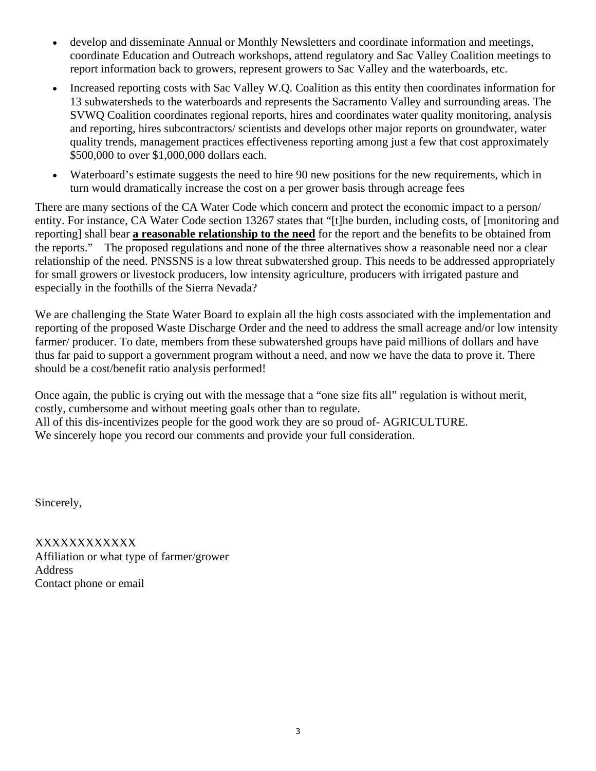- develop and disseminate Annual or Monthly Newsletters and coordinate information and meetings, coordinate Education and Outreach workshops, attend regulatory and Sac Valley Coalition meetings to report information back to growers, represent growers to Sac Valley and the waterboards, etc.
- Increased reporting costs with Sac Valley W.Q. Coalition as this entity then coordinates information for 13 subwatersheds to the waterboards and represents the Sacramento Valley and surrounding areas. The SVWQ Coalition coordinates regional reports, hires and coordinates water quality monitoring, analysis and reporting, hires subcontractors/ scientists and develops other major reports on groundwater, water quality trends, management practices effectiveness reporting among just a few that cost approximately $500,000 to over $1,000,000 dollars each.
- Waterboard's estimate suggests the need to hire 90 new positions for the new requirements, which in turn would dramatically increase the cost on a per grower basis through acreage fees

There are many sections of the CA Water Code which concern and protect the economic impact to a person/ entity. For instance, CA Water Code section 13267 states that "[t]he burden, including costs, of [monitoring and reporting] shall bear **a reasonable relationship to the need** for the report and the benefits to be obtained from the reports." The proposed regulations and none of the three alternatives show a reasonable need nor a clear relationship of the need. PNSSNS is a low threat subwatershed group. This needs to be addressed appropriately for small growers or livestock producers, low intensity agriculture, producers with irrigated pasture and especially in the foothills of the Sierra Nevada?

We are challenging the State Water Board to explain all the high costs associated with the implementation and reporting of the proposed Waste Discharge Order and the need to address the small acreage and/or low intensity farmer/ producer. To date, members from these subwatershed groups have paid millions of dollars and have thus far paid to support a government program without a need, and now we have the data to prove it. There should be a cost/benefit ratio analysis performed!

Once again, the public is crying out with the message that a "one size fits all" regulation is without merit, costly, cumbersome and without meeting goals other than to regulate.
All of this dis-incentivizes people for the good work they are so proud of- AGRICULTURE.
We sincerely hope you record our comments and provide your full consideration.

Sincerely,

XXXXXXXXXXXX
Affiliation or what type of farmer/grower
Address
Contact phone or email